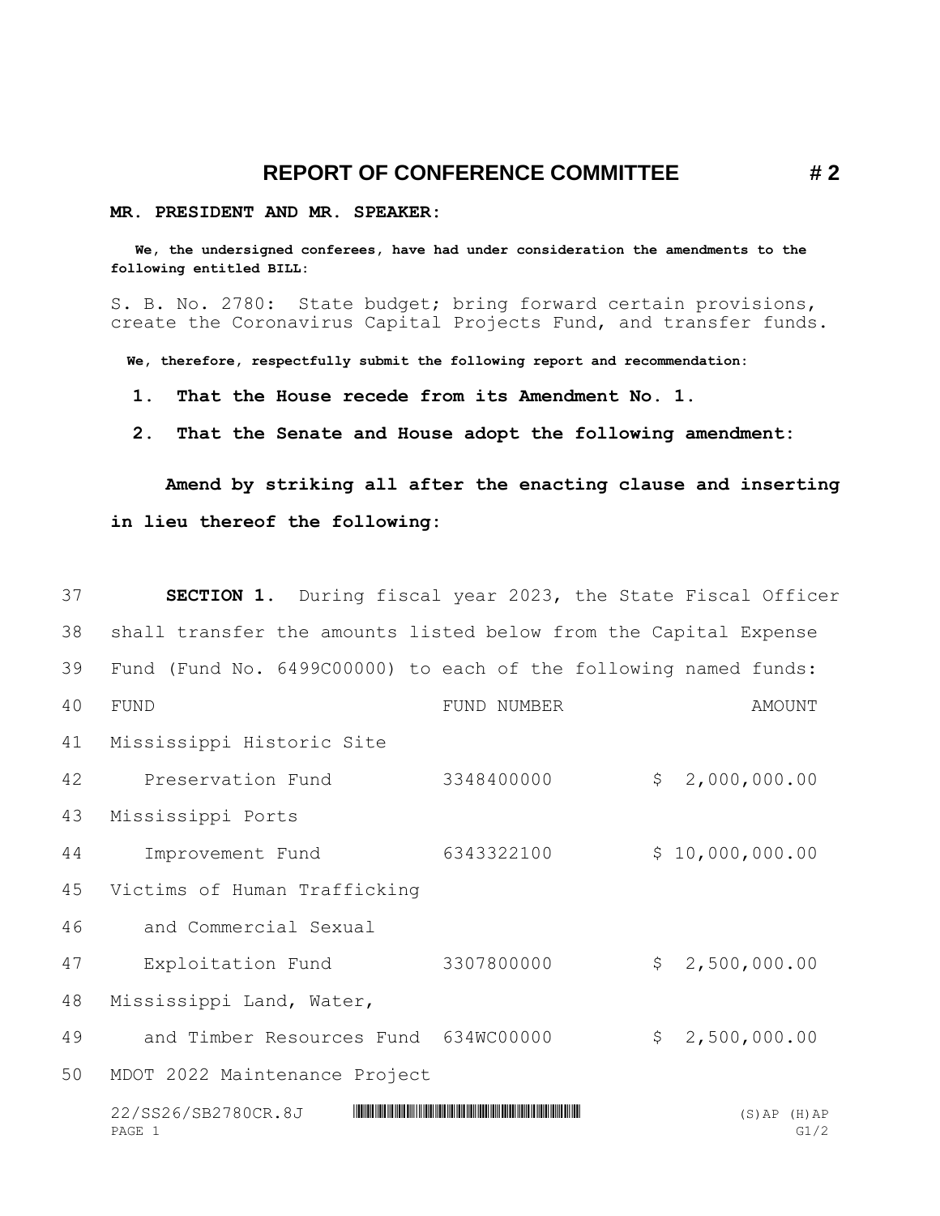# REPORT OF CONFERENCE COMMITTEE # 2

**MR. PRESIDENT AND MR. SPEAKER:**

**We, the undersigned conferees, have had under consideration the amendments to the following entitled BILL:**

S. B. No. 2780: State budget; bring forward certain provisions, create the Coronavirus Capital Projects Fund, and transfer funds.

**We, therefore, respectfully submit the following report and recommendation:**

**1. That the House recede from its Amendment No. 1.**

**2. That the Senate and House adopt the following amendment:**

**Amend by striking all after the enacting clause and inserting in lieu thereof the following:**

**SECTION 1.** During fiscal year 2023, the State Fiscal Officer shall transfer the amounts listed below from the Capital Expense Fund (Fund No. 6499C00000) to each of the following named funds:

| FUND | FUND NUMBER | AMOUNT |
|---|---|---|
| Mississippi Historic Site Preservation Fund | 3348400000 | $ 2,000,000.00 |
| Mississippi Ports Improvement Fund | 6343322100 | $ 10,000,000.00 |
| Victims of Human Trafficking and Commercial Sexual Exploitation Fund | 3307800000 | $ 2,500,000.00 |
| Mississippi Land, Water, and Timber Resources Fund | 634WC00000 | $ 2,500,000.00 |
| MDOT 2022 Maintenance Project | | |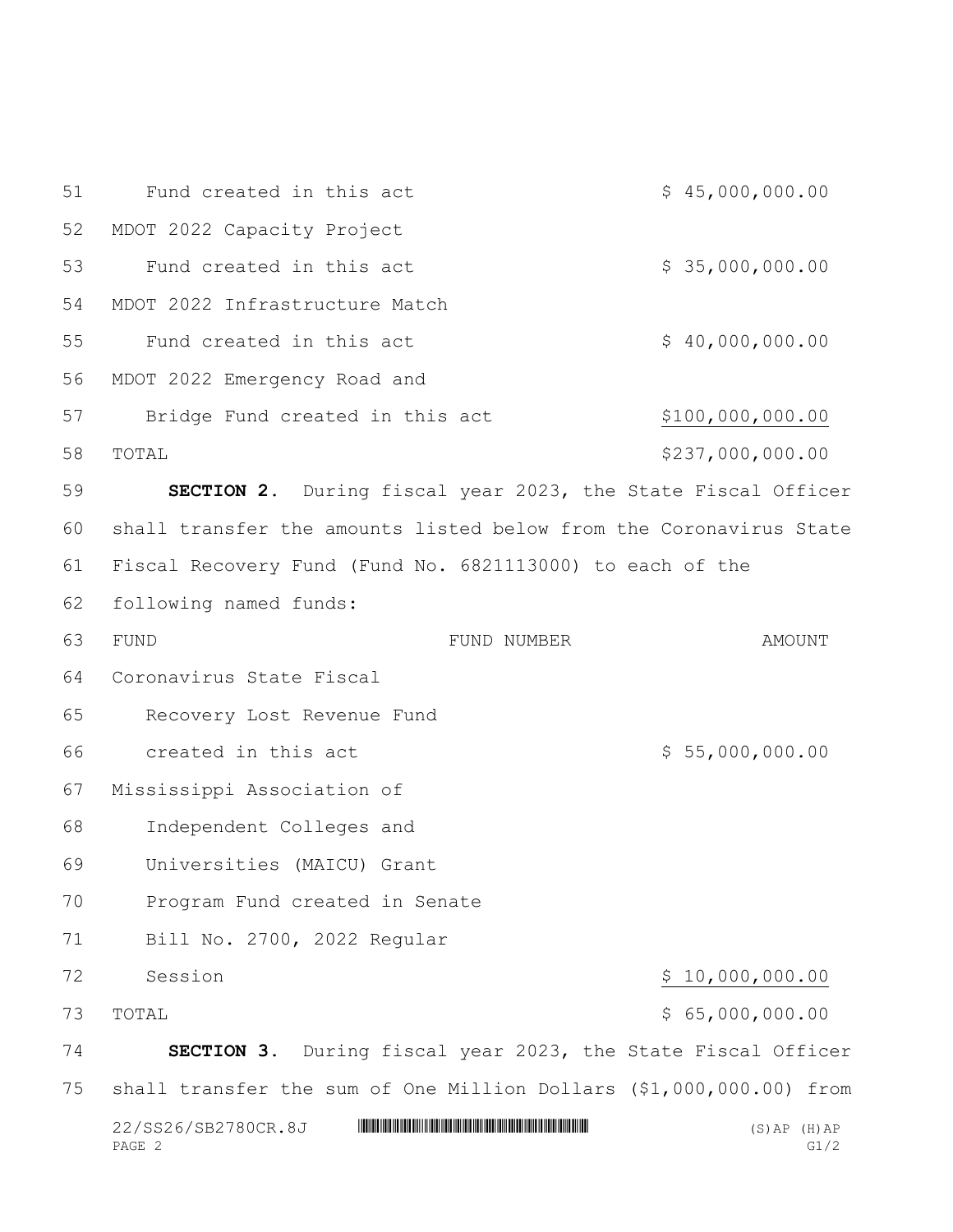| | |
|---|---|
| Fund created in this act | $ 45,000,000.00 |
| MDOT 2022 Capacity Project Fund created in this act | $ 35,000,000.00 |
| MDOT 2022 Infrastructure Match Fund created in this act | $ 40,000,000.00 |
| MDOT 2022 Emergency Road and Bridge Fund created in this act | $100,000,000.00 |
| TOTAL | $237,000,000.00 |

**SECTION 2.** During fiscal year 2023, the State Fiscal Officer shall transfer the amounts listed below from the Coronavirus State Fiscal Recovery Fund (Fund No. 6821113000) to each of the following named funds:

| FUND | FUND NUMBER | AMOUNT |
|---|---|---|
| Coronavirus State Fiscal Recovery Lost Revenue Fund created in this act | | $ 55,000,000.00 |
| Mississippi Association of Independent Colleges and Universities (MAICU) Grant Program Fund created in Senate Bill No. 2700, 2022 Regular Session | | $ 10,000,000.00 |
| TOTAL | | $ 65,000,000.00 |

**SECTION 3.** During fiscal year 2023, the State Fiscal Officer shall transfer the sum of One Million Dollars ($1,000,000.00) from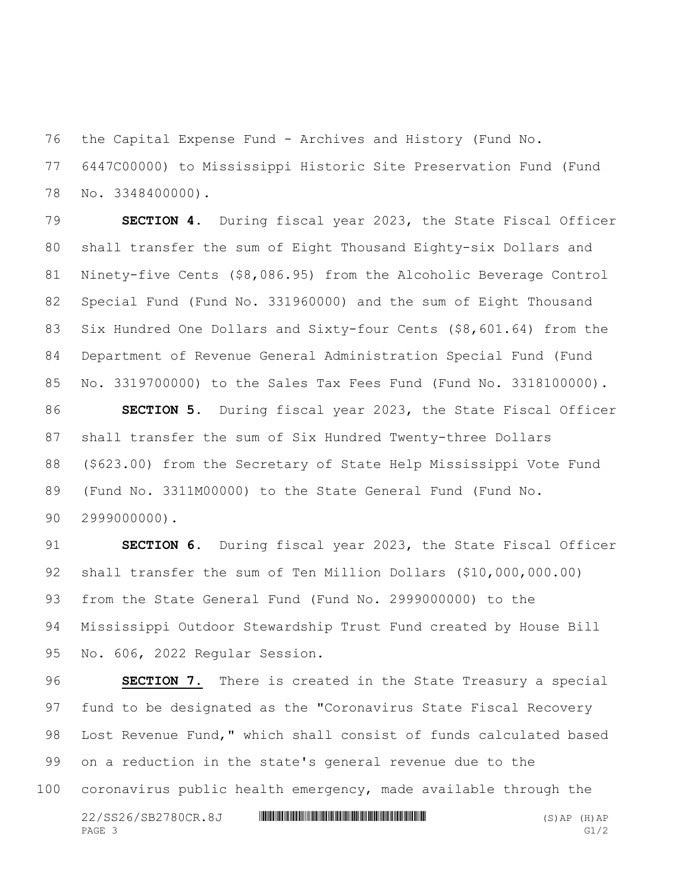the Capital Expense Fund - Archives and History (Fund No. 6447C00000) to Mississippi Historic Site Preservation Fund (Fund No. 3348400000).

**SECTION 4.** During fiscal year 2023, the State Fiscal Officer shall transfer the sum of Eight Thousand Eighty-six Dollars and Ninety-five Cents ($8,086.95) from the Alcoholic Beverage Control Special Fund (Fund No. 331960000) and the sum of Eight Thousand Six Hundred One Dollars and Sixty-four Cents ($8,601.64) from the Department of Revenue General Administration Special Fund (Fund No. 3319700000) to the Sales Tax Fees Fund (Fund No. 3318100000).

**SECTION 5.** During fiscal year 2023, the State Fiscal Officer shall transfer the sum of Six Hundred Twenty-three Dollars ($623.00) from the Secretary of State Help Mississippi Vote Fund (Fund No. 3311M00000) to the State General Fund (Fund No. 2999000000).

**SECTION 6.** During fiscal year 2023, the State Fiscal Officer shall transfer the sum of Ten Million Dollars ($10,000,000.00) from the State General Fund (Fund No. 2999000000) to the Mississippi Outdoor Stewardship Trust Fund created by House Bill No. 606, 2022 Regular Session.

**SECTION 7.** There is created in the State Treasury a special fund to be designated as the "Coronavirus State Fiscal Recovery Lost Revenue Fund," which shall consist of funds calculated based on a reduction in the state's general revenue due to the coronavirus public health emergency, made available through the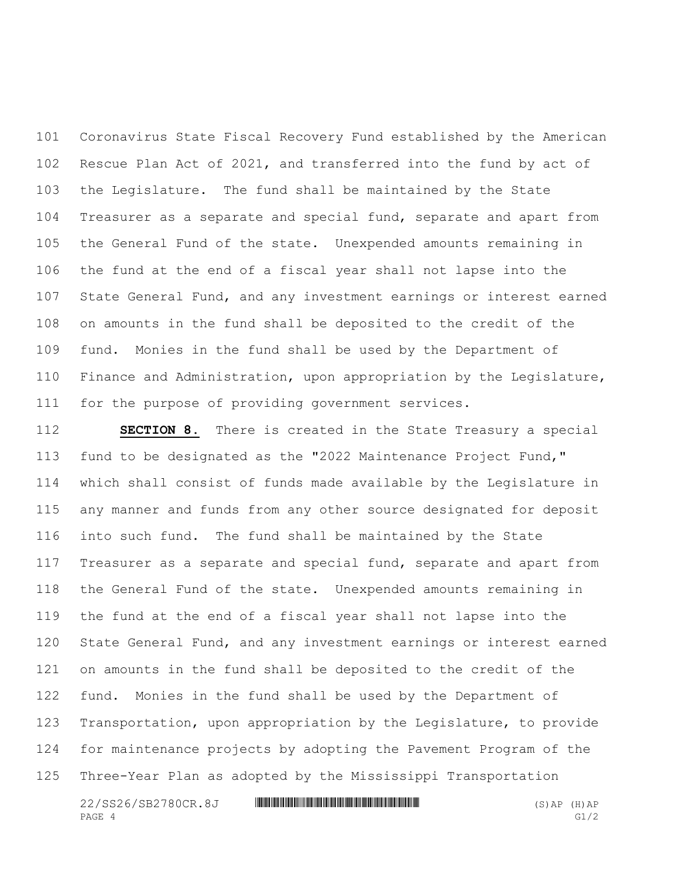Coronavirus State Fiscal Recovery Fund established by the American Rescue Plan Act of 2021, and transferred into the fund by act of the Legislature. The fund shall be maintained by the State Treasurer as a separate and special fund, separate and apart from the General Fund of the state. Unexpended amounts remaining in the fund at the end of a fiscal year shall not lapse into the State General Fund, and any investment earnings or interest earned on amounts in the fund shall be deposited to the credit of the fund. Monies in the fund shall be used by the Department of Finance and Administration, upon appropriation by the Legislature, for the purpose of providing government services.

**SECTION 8.** There is created in the State Treasury a special fund to be designated as the "2022 Maintenance Project Fund," which shall consist of funds made available by the Legislature in any manner and funds from any other source designated for deposit into such fund. The fund shall be maintained by the State Treasurer as a separate and special fund, separate and apart from the General Fund of the state. Unexpended amounts remaining in the fund at the end of a fiscal year shall not lapse into the State General Fund, and any investment earnings or interest earned on amounts in the fund shall be deposited to the credit of the fund. Monies in the fund shall be used by the Department of Transportation, upon appropriation by the Legislature, to provide for maintenance projects by adopting the Pavement Program of the Three-Year Plan as adopted by the Mississippi Transportation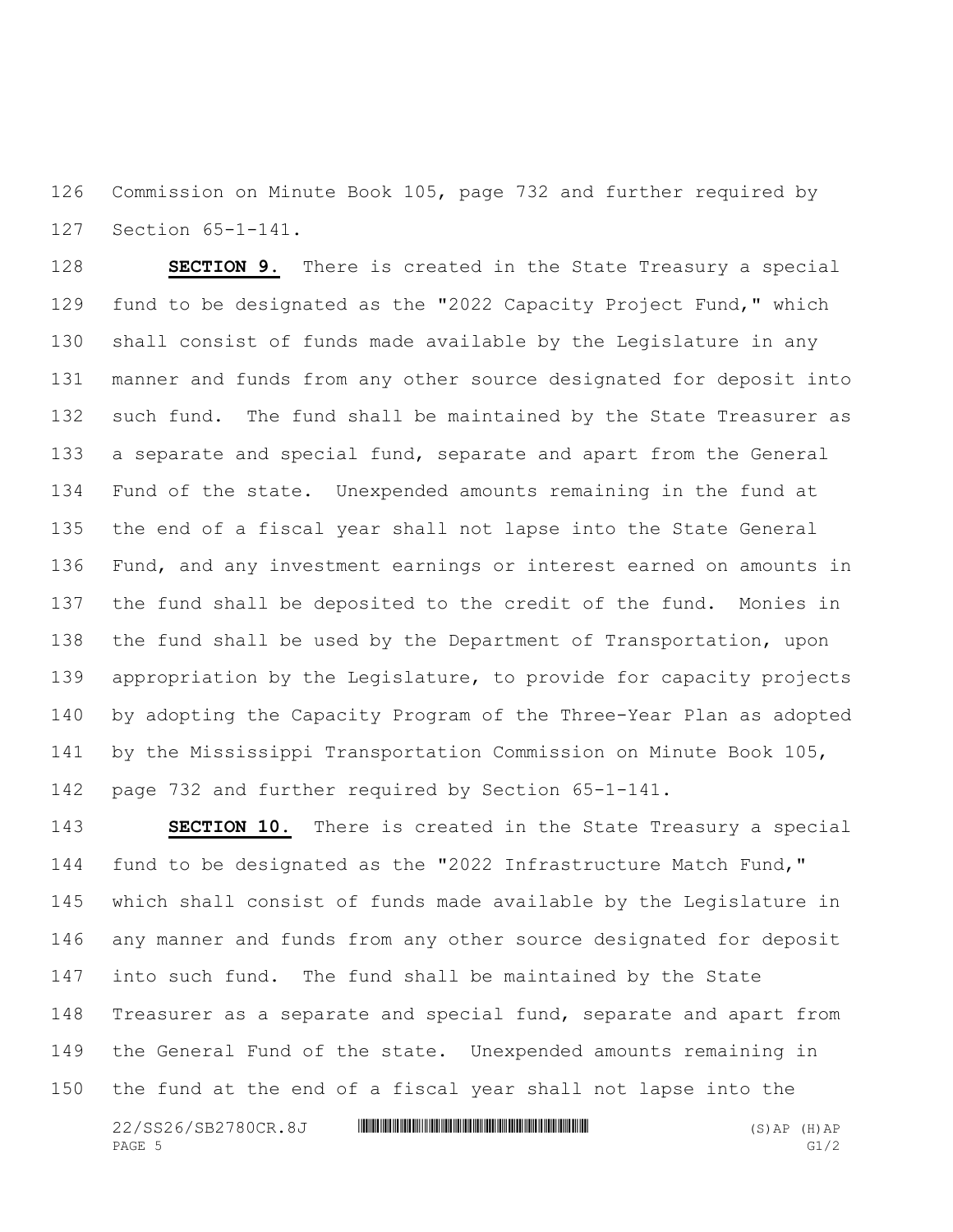Commission on Minute Book 105, page 732 and further required by Section 65-1-141.

**SECTION 9.** There is created in the State Treasury a special fund to be designated as the "2022 Capacity Project Fund," which shall consist of funds made available by the Legislature in any manner and funds from any other source designated for deposit into such fund. The fund shall be maintained by the State Treasurer as a separate and special fund, separate and apart from the General Fund of the state. Unexpended amounts remaining in the fund at the end of a fiscal year shall not lapse into the State General Fund, and any investment earnings or interest earned on amounts in the fund shall be deposited to the credit of the fund. Monies in the fund shall be used by the Department of Transportation, upon appropriation by the Legislature, to provide for capacity projects by adopting the Capacity Program of the Three-Year Plan as adopted by the Mississippi Transportation Commission on Minute Book 105, page 732 and further required by Section 65-1-141.

**SECTION 10.** There is created in the State Treasury a special fund to be designated as the "2022 Infrastructure Match Fund," which shall consist of funds made available by the Legislature in any manner and funds from any other source designated for deposit into such fund. The fund shall be maintained by the State Treasurer as a separate and special fund, separate and apart from the General Fund of the state. Unexpended amounts remaining in the fund at the end of a fiscal year shall not lapse into the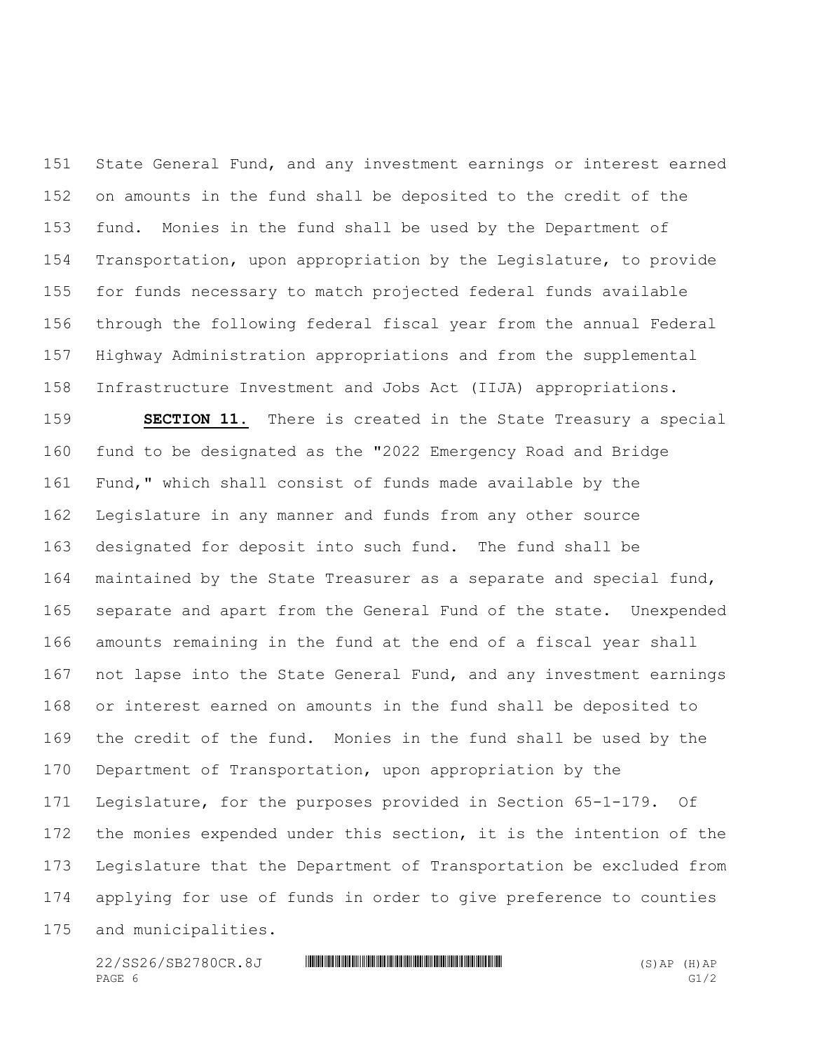State General Fund, and any investment earnings or interest earned on amounts in the fund shall be deposited to the credit of the fund. Monies in the fund shall be used by the Department of Transportation, upon appropriation by the Legislature, to provide for funds necessary to match projected federal funds available through the following federal fiscal year from the annual Federal Highway Administration appropriations and from the supplemental Infrastructure Investment and Jobs Act (IIJA) appropriations.

**SECTION 11.** There is created in the State Treasury a special fund to be designated as the "2022 Emergency Road and Bridge Fund," which shall consist of funds made available by the Legislature in any manner and funds from any other source designated for deposit into such fund. The fund shall be maintained by the State Treasurer as a separate and special fund, separate and apart from the General Fund of the state. Unexpended amounts remaining in the fund at the end of a fiscal year shall not lapse into the State General Fund, and any investment earnings or interest earned on amounts in the fund shall be deposited to the credit of the fund. Monies in the fund shall be used by the Department of Transportation, upon appropriation by the Legislature, for the purposes provided in Section 65-1-179. Of the monies expended under this section, it is the intention of the Legislature that the Department of Transportation be excluded from applying for use of funds in order to give preference to counties and municipalities.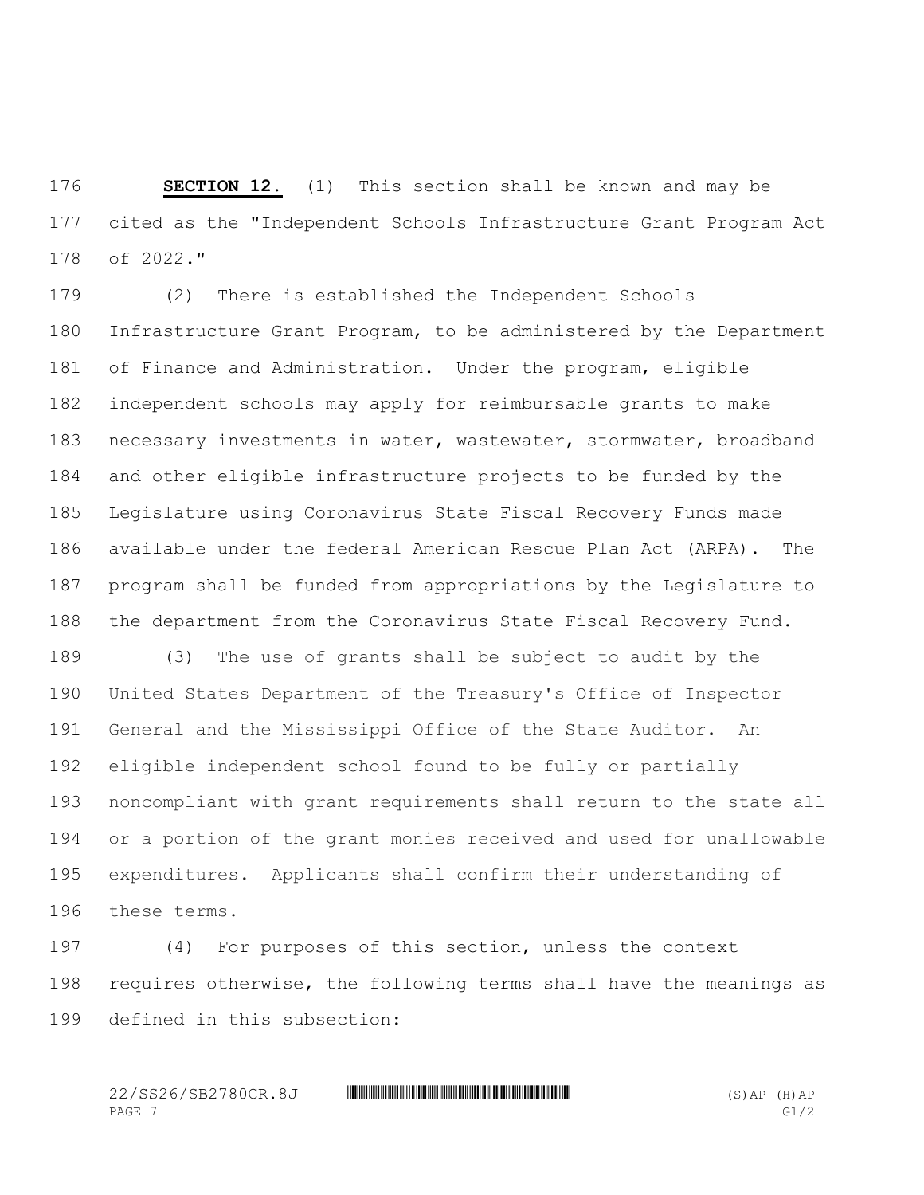**SECTION 12.** (1) This section shall be known and may be cited as the "Independent Schools Infrastructure Grant Program Act of 2022."

(2) There is established the Independent Schools Infrastructure Grant Program, to be administered by the Department of Finance and Administration. Under the program, eligible independent schools may apply for reimbursable grants to make necessary investments in water, wastewater, stormwater, broadband and other eligible infrastructure projects to be funded by the Legislature using Coronavirus State Fiscal Recovery Funds made available under the federal American Rescue Plan Act (ARPA). The program shall be funded from appropriations by the Legislature to the department from the Coronavirus State Fiscal Recovery Fund.

(3) The use of grants shall be subject to audit by the United States Department of the Treasury's Office of Inspector General and the Mississippi Office of the State Auditor. An eligible independent school found to be fully or partially noncompliant with grant requirements shall return to the state all or a portion of the grant monies received and used for unallowable expenditures. Applicants shall confirm their understanding of these terms.

(4) For purposes of this section, unless the context requires otherwise, the following terms shall have the meanings as defined in this subsection: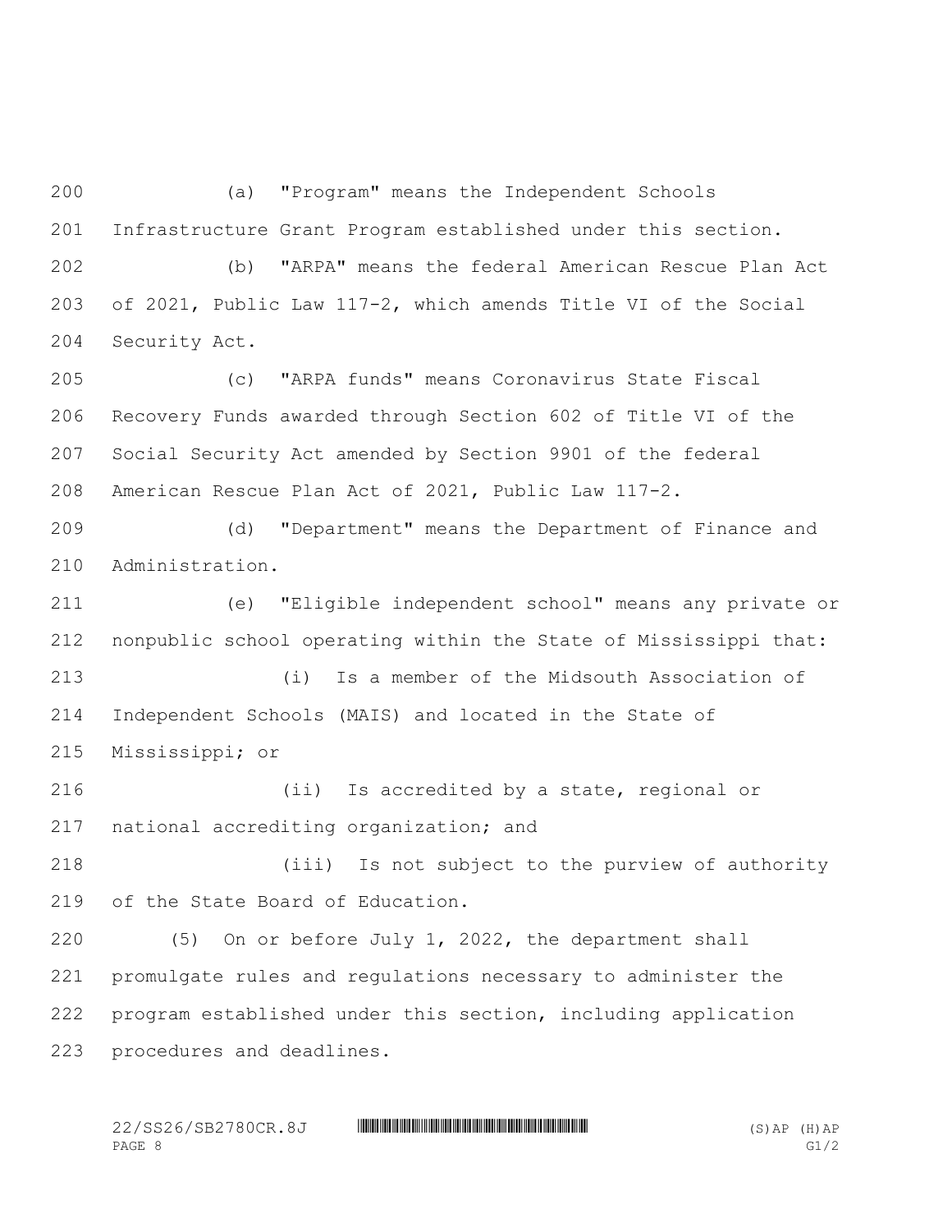(a) "Program" means the Independent Schools Infrastructure Grant Program established under this section.

(b) "ARPA" means the federal American Rescue Plan Act of 2021, Public Law 117-2, which amends Title VI of the Social Security Act.

(c) "ARPA funds" means Coronavirus State Fiscal Recovery Funds awarded through Section 602 of Title VI of the Social Security Act amended by Section 9901 of the federal American Rescue Plan Act of 2021, Public Law 117-2.

(d) "Department" means the Department of Finance and Administration.

(e) "Eligible independent school" means any private or nonpublic school operating within the State of Mississippi that:

(i) Is a member of the Midsouth Association of Independent Schools (MAIS) and located in the State of Mississippi; or

(ii) Is accredited by a state, regional or national accrediting organization; and

(iii) Is not subject to the purview of authority of the State Board of Education.

(5) On or before July 1, 2022, the department shall promulgate rules and regulations necessary to administer the program established under this section, including application procedures and deadlines.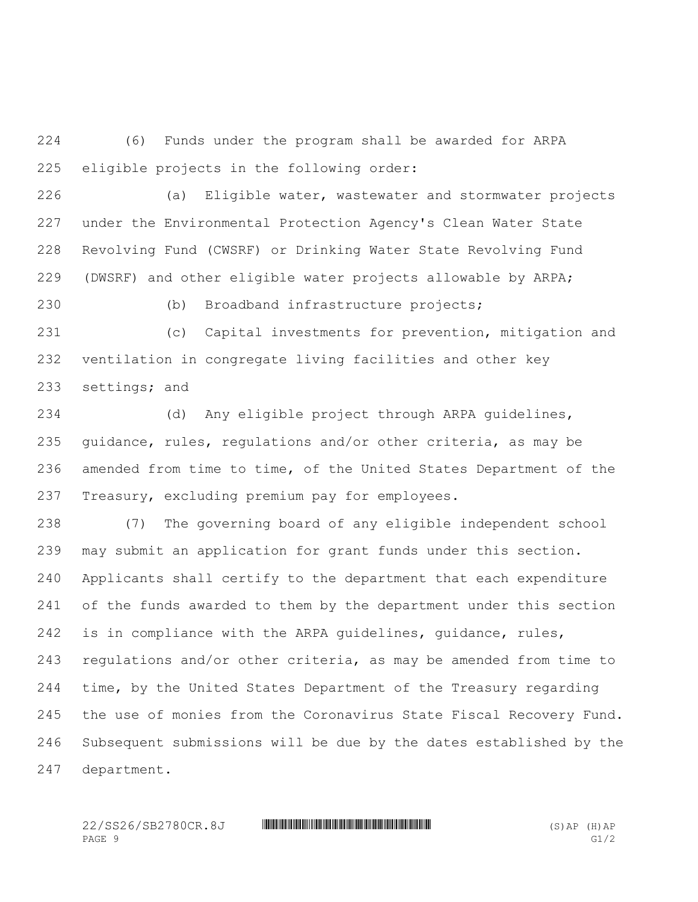(6) Funds under the program shall be awarded for ARPA eligible projects in the following order:

(a) Eligible water, wastewater and stormwater projects under the Environmental Protection Agency's Clean Water State Revolving Fund (CWSRF) or Drinking Water State Revolving Fund (DWSRF) and other eligible water projects allowable by ARPA;

(b) Broadband infrastructure projects;

(c) Capital investments for prevention, mitigation and ventilation in congregate living facilities and other key settings; and

(d) Any eligible project through ARPA guidelines, guidance, rules, regulations and/or other criteria, as may be amended from time to time, of the United States Department of the Treasury, excluding premium pay for employees.

(7) The governing board of any eligible independent school may submit an application for grant funds under this section. Applicants shall certify to the department that each expenditure of the funds awarded to them by the department under this section is in compliance with the ARPA guidelines, guidance, rules, regulations and/or other criteria, as may be amended from time to time, by the United States Department of the Treasury regarding the use of monies from the Coronavirus State Fiscal Recovery Fund. Subsequent submissions will be due by the dates established by the department.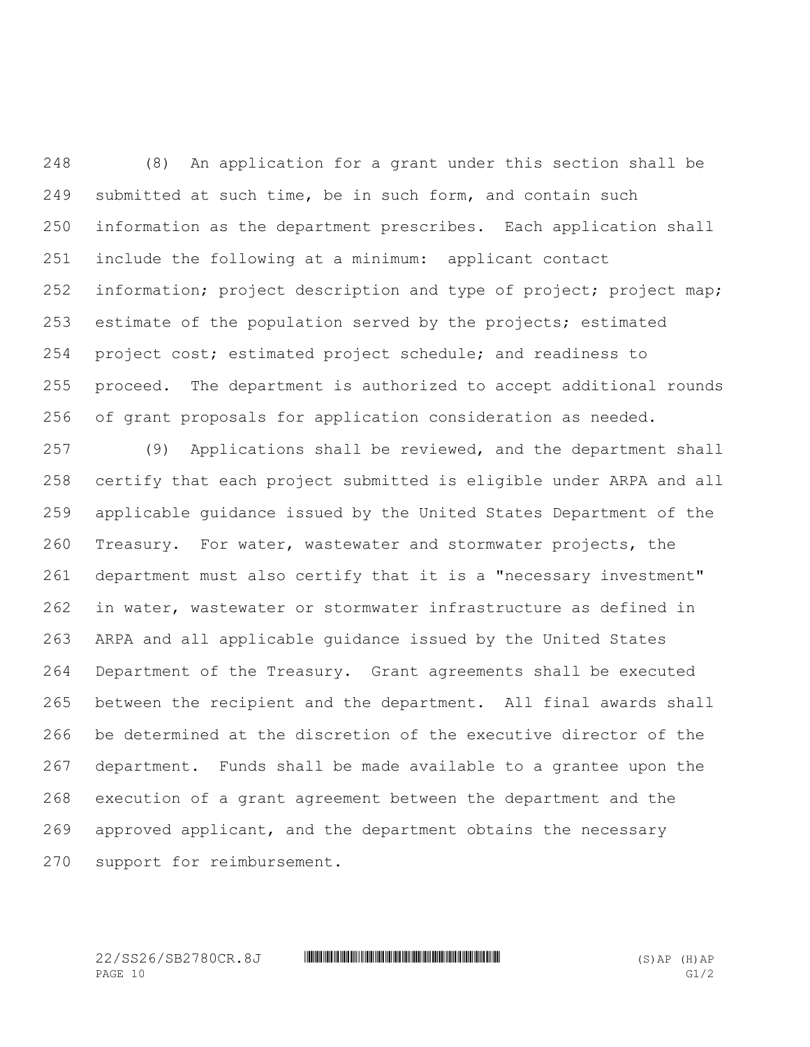(8) An application for a grant under this section shall be submitted at such time, be in such form, and contain such information as the department prescribes. Each application shall include the following at a minimum: applicant contact information; project description and type of project; project map; estimate of the population served by the projects; estimated project cost; estimated project schedule; and readiness to proceed. The department is authorized to accept additional rounds of grant proposals for application consideration as needed.

(9) Applications shall be reviewed, and the department shall certify that each project submitted is eligible under ARPA and all applicable guidance issued by the United States Department of the Treasury. For water, wastewater and stormwater projects, the department must also certify that it is a "necessary investment" in water, wastewater or stormwater infrastructure as defined in ARPA and all applicable guidance issued by the United States Department of the Treasury. Grant agreements shall be executed between the recipient and the department. All final awards shall be determined at the discretion of the executive director of the department. Funds shall be made available to a grantee upon the execution of a grant agreement between the department and the approved applicant, and the department obtains the necessary support for reimbursement.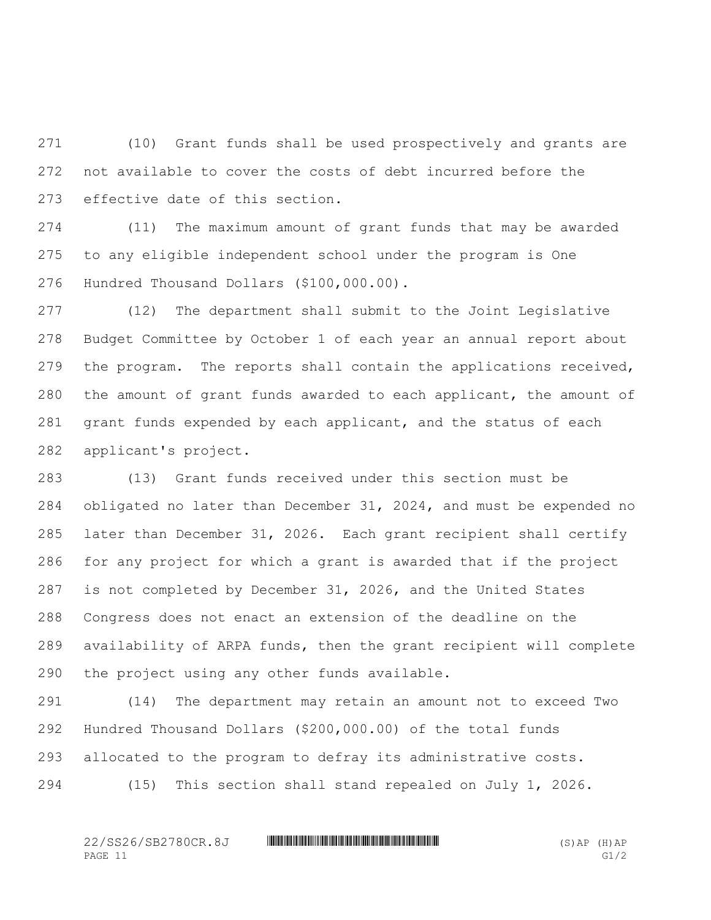(10) Grant funds shall be used prospectively and grants are not available to cover the costs of debt incurred before the effective date of this section.

(11) The maximum amount of grant funds that may be awarded to any eligible independent school under the program is One Hundred Thousand Dollars ($100,000.00).

(12) The department shall submit to the Joint Legislative Budget Committee by October 1 of each year an annual report about the program. The reports shall contain the applications received, the amount of grant funds awarded to each applicant, the amount of grant funds expended by each applicant, and the status of each applicant's project.

(13) Grant funds received under this section must be obligated no later than December 31, 2024, and must be expended no later than December 31, 2026. Each grant recipient shall certify for any project for which a grant is awarded that if the project is not completed by December 31, 2026, and the United States Congress does not enact an extension of the deadline on the availability of ARPA funds, then the grant recipient will complete the project using any other funds available.

(14) The department may retain an amount not to exceed Two Hundred Thousand Dollars ($200,000.00) of the total funds allocated to the program to defray its administrative costs.

(15) This section shall stand repealed on July 1, 2026.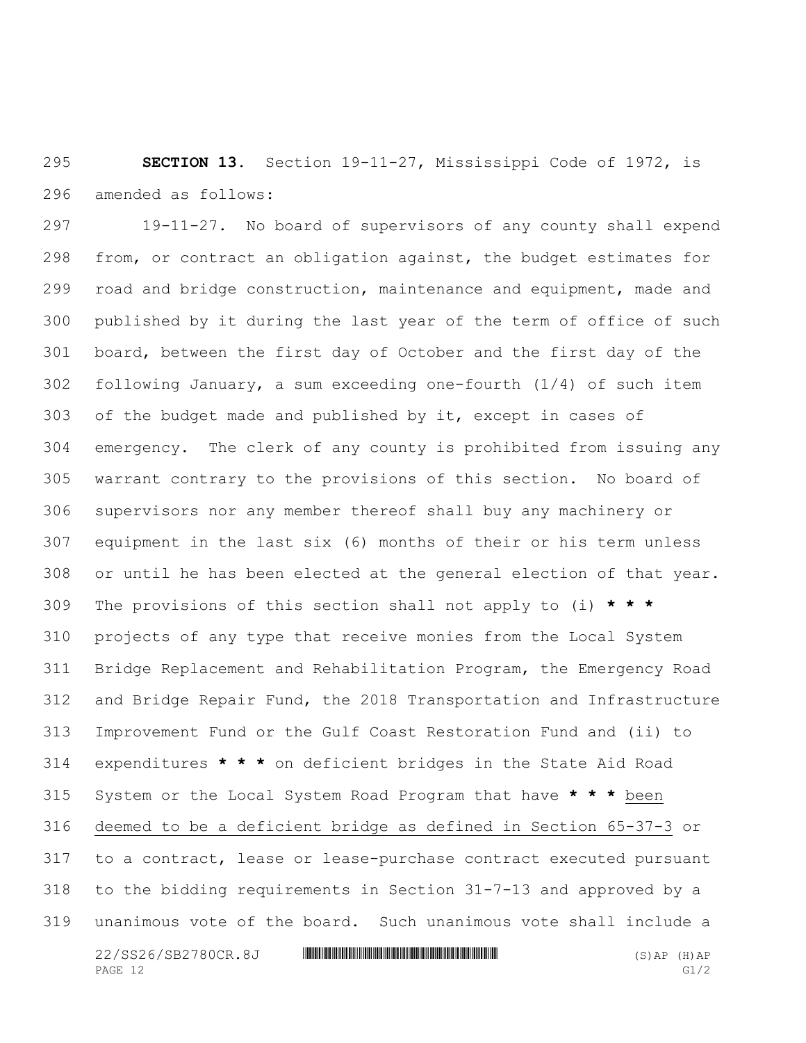**SECTION 13.** Section 19-11-27, Mississippi Code of 1972, is amended as follows:

19-11-27. No board of supervisors of any county shall expend from, or contract an obligation against, the budget estimates for road and bridge construction, maintenance and equipment, made and published by it during the last year of the term of office of such board, between the first day of October and the first day of the following January, a sum exceeding one-fourth (1/4) of such item of the budget made and published by it, except in cases of emergency. The clerk of any county is prohibited from issuing any warrant contrary to the provisions of this section. No board of supervisors nor any member thereof shall buy any machinery or equipment in the last six (6) months of their or his term unless or until he has been elected at the general election of that year. The provisions of this section shall not apply to (i) * * * projects of any type that receive monies from the Local System Bridge Replacement and Rehabilitation Program, the Emergency Road and Bridge Repair Fund, the 2018 Transportation and Infrastructure Improvement Fund or the Gulf Coast Restoration Fund and (ii) to expenditures * * * on deficient bridges in the State Aid Road System or the Local System Road Program that have * * * <u>been deemed to be a deficient bridge as defined in Section 65-37-3</u> or to a contract, lease or lease-purchase contract executed pursuant to the bidding requirements in Section 31-7-13 and approved by a unanimous vote of the board. Such unanimous vote shall include a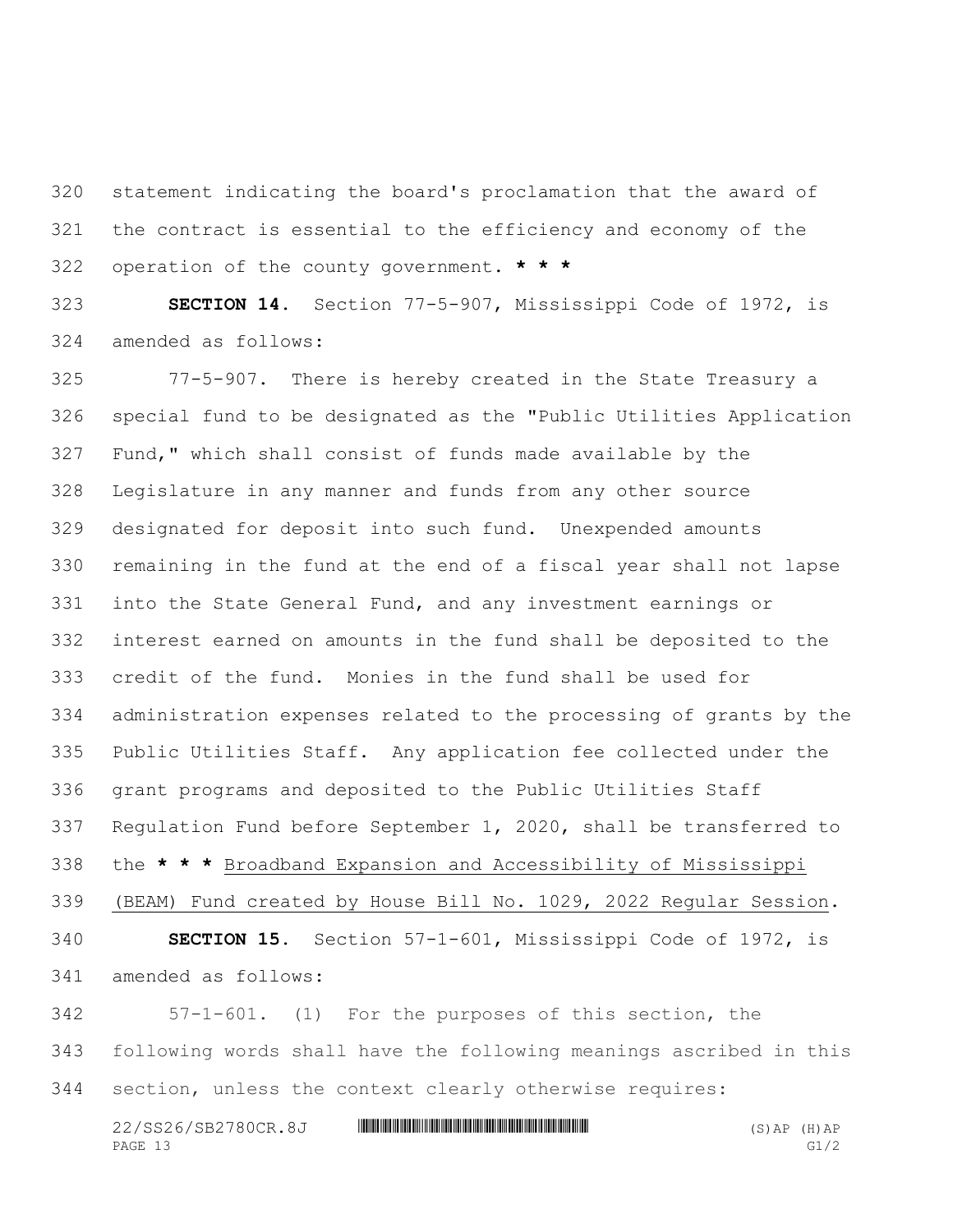statement indicating the board's proclamation that the award of the contract is essential to the efficiency and economy of the operation of the county government. *** * ***

**SECTION 14.** Section 77-5-907, Mississippi Code of 1972, is amended as follows:

77-5-907. There is hereby created in the State Treasury a special fund to be designated as the "Public Utilities Application Fund," which shall consist of funds made available by the Legislature in any manner and funds from any other source designated for deposit into such fund. Unexpended amounts remaining in the fund at the end of a fiscal year shall not lapse into the State General Fund, and any investment earnings or interest earned on amounts in the fund shall be deposited to the credit of the fund. Monies in the fund shall be used for administration expenses related to the processing of grants by the Public Utilities Staff. Any application fee collected under the grant programs and deposited to the Public Utilities Staff Regulation Fund before September 1, 2020, shall be transferred to the *** * *** <u>Broadband Expansion and Accessibility of Mississippi (BEAM) Fund created by House Bill No. 1029, 2022 Regular Session</u>.

**SECTION 15.** Section 57-1-601, Mississippi Code of 1972, is amended as follows:

57-1-601. (1) For the purposes of this section, the following words shall have the following meanings ascribed in this section, unless the context clearly otherwise requires: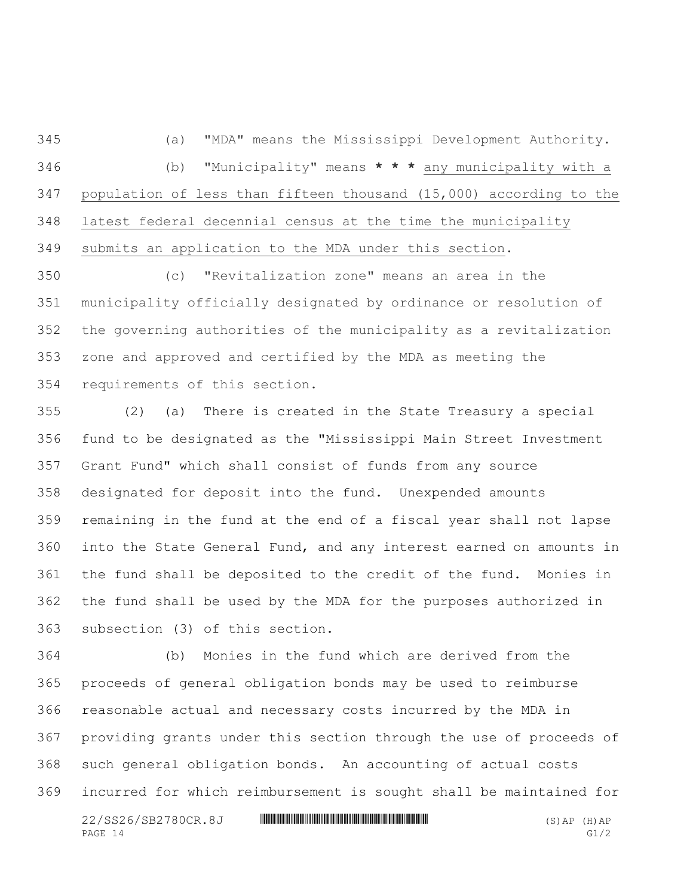(a) "MDA" means the Mississippi Development Authority.

(b) "Municipality" means * * * any municipality with a population of less than fifteen thousand (15,000) according to the latest federal decennial census at the time the municipality submits an application to the MDA under this section.

(c) "Revitalization zone" means an area in the municipality officially designated by ordinance or resolution of the governing authorities of the municipality as a revitalization zone and approved and certified by the MDA as meeting the requirements of this section.

(2) (a) There is created in the State Treasury a special fund to be designated as the "Mississippi Main Street Investment Grant Fund" which shall consist of funds from any source designated for deposit into the fund. Unexpended amounts remaining in the fund at the end of a fiscal year shall not lapse into the State General Fund, and any interest earned on amounts in the fund shall be deposited to the credit of the fund. Monies in the fund shall be used by the MDA for the purposes authorized in subsection (3) of this section.

(b) Monies in the fund which are derived from the proceeds of general obligation bonds may be used to reimburse reasonable actual and necessary costs incurred by the MDA in providing grants under this section through the use of proceeds of such general obligation bonds. An accounting of actual costs incurred for which reimbursement is sought shall be maintained for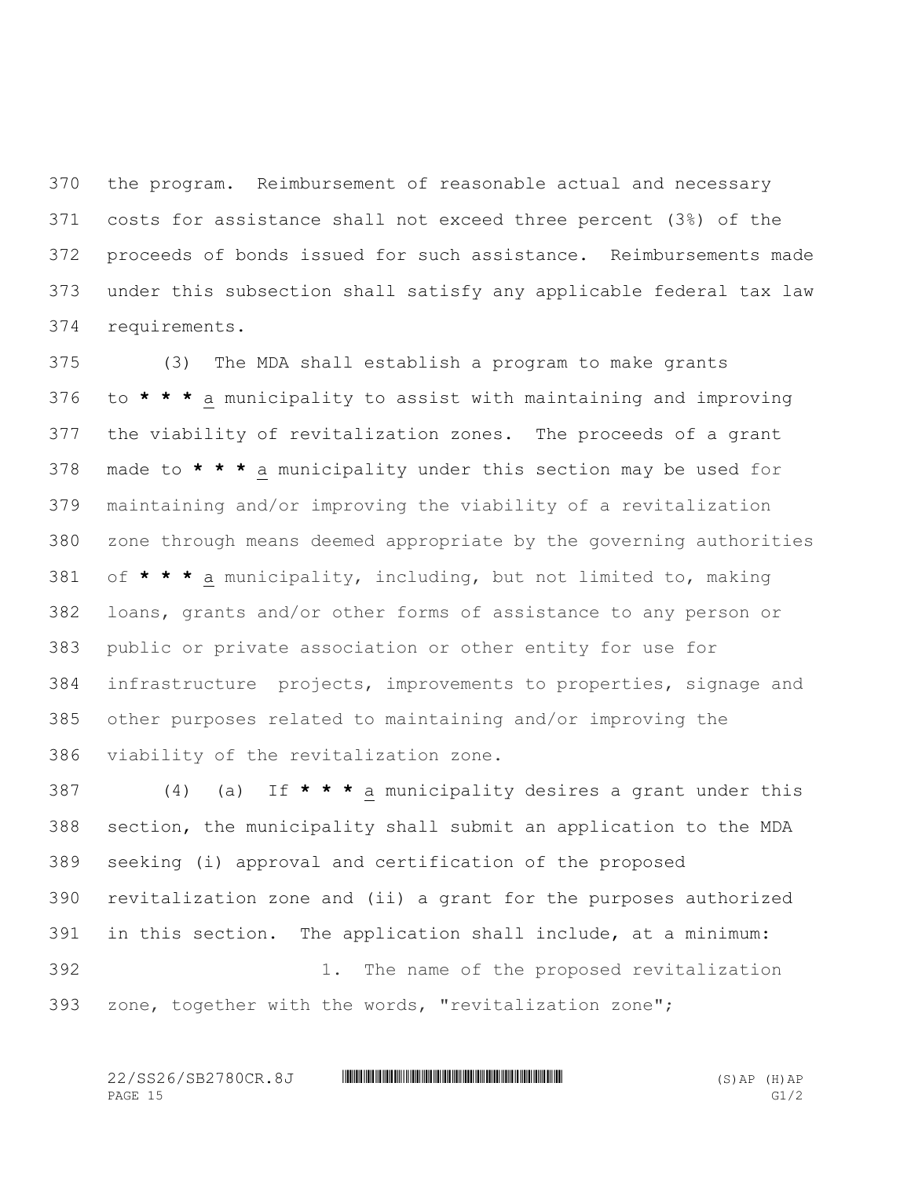the program. Reimbursement of reasonable actual and necessary costs for assistance shall not exceed three percent (3%) of the proceeds of bonds issued for such assistance. Reimbursements made under this subsection shall satisfy any applicable federal tax law requirements.

(3) The MDA shall establish a program to make grants to **\* \* \*** a municipality to assist with maintaining and improving the viability of revitalization zones. The proceeds of a grant made to **\* \* \*** a municipality under this section may be used for maintaining and/or improving the viability of a revitalization zone through means deemed appropriate by the governing authorities of **\* \* \*** a municipality, including, but not limited to, making loans, grants and/or other forms of assistance to any person or public or private association or other entity for use for infrastructure projects, improvements to properties, signage and other purposes related to maintaining and/or improving the viability of the revitalization zone.

(4) (a) If **\* \* \*** a municipality desires a grant under this section, the municipality shall submit an application to the MDA seeking (i) approval and certification of the proposed revitalization zone and (ii) a grant for the purposes authorized in this section. The application shall include, at a minimum:

1. The name of the proposed revitalization zone, together with the words, "revitalization zone";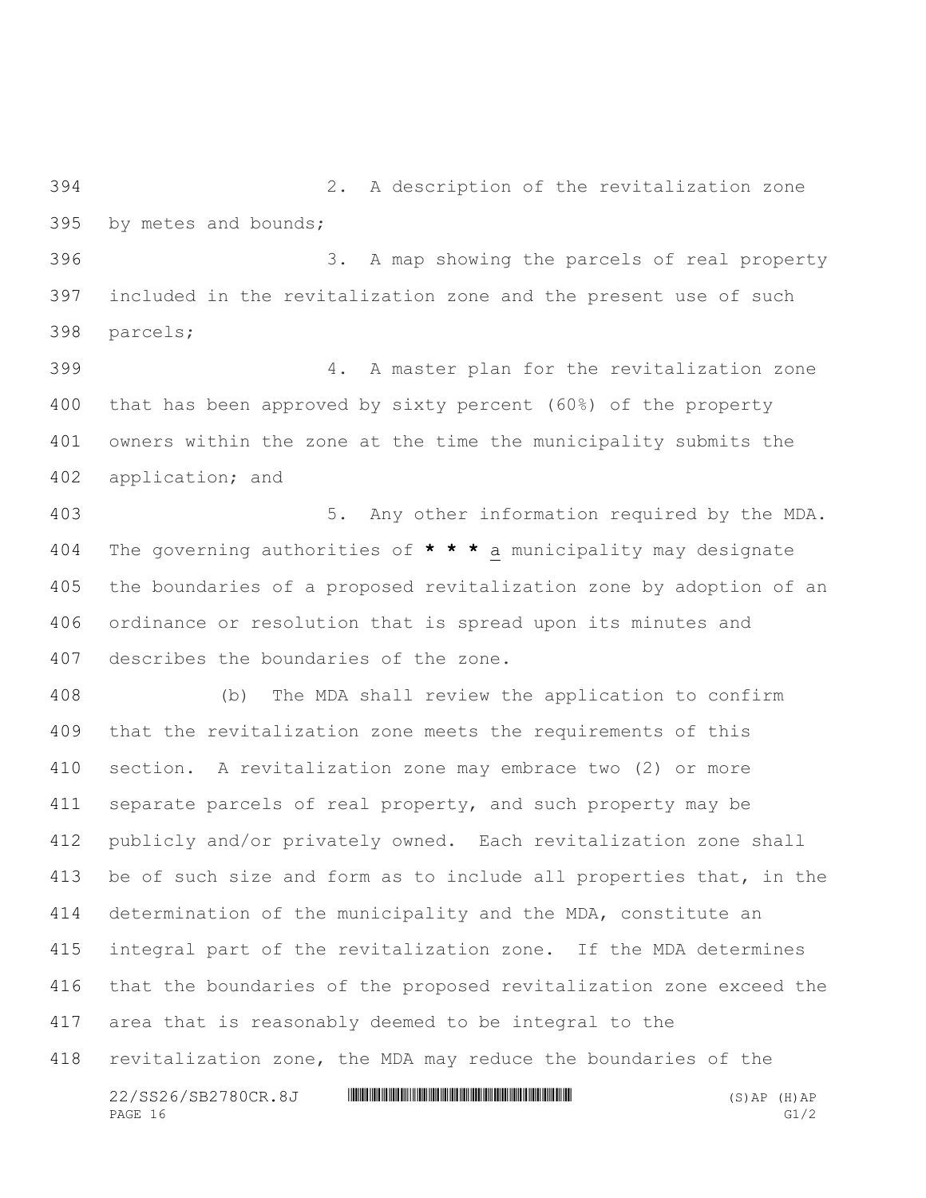2. A description of the revitalization zone by metes and bounds;

3. A map showing the parcels of real property included in the revitalization zone and the present use of such parcels;

4. A master plan for the revitalization zone that has been approved by sixty percent (60%) of the property owners within the zone at the time the municipality submits the application; and

5. Any other information required by the MDA. The governing authorities of **\* \* \*** a municipality may designate the boundaries of a proposed revitalization zone by adoption of an ordinance or resolution that is spread upon its minutes and describes the boundaries of the zone.

(b) The MDA shall review the application to confirm that the revitalization zone meets the requirements of this section. A revitalization zone may embrace two (2) or more separate parcels of real property, and such property may be publicly and/or privately owned. Each revitalization zone shall be of such size and form as to include all properties that, in the determination of the municipality and the MDA, constitute an integral part of the revitalization zone. If the MDA determines that the boundaries of the proposed revitalization zone exceed the area that is reasonably deemed to be integral to the revitalization zone, the MDA may reduce the boundaries of the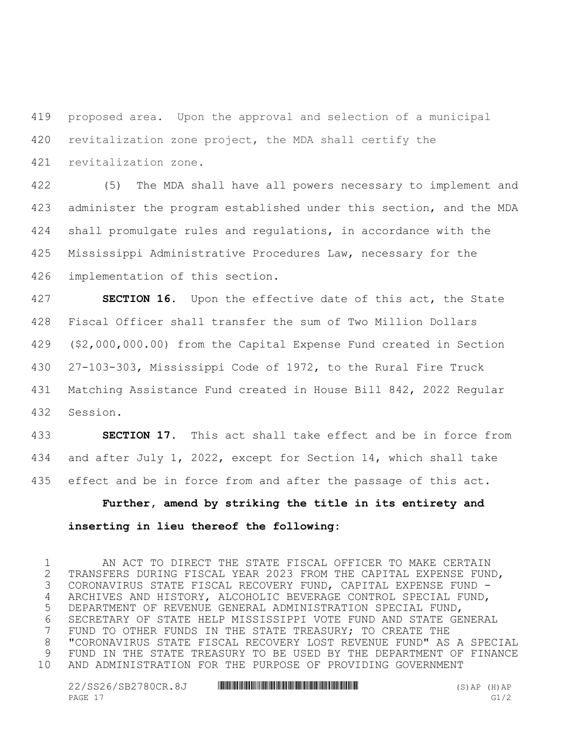proposed area. Upon the approval and selection of a municipal revitalization zone project, the MDA shall certify the revitalization zone.

(5) The MDA shall have all powers necessary to implement and administer the program established under this section, and the MDA shall promulgate rules and regulations, in accordance with the Mississippi Administrative Procedures Law, necessary for the implementation of this section.

**SECTION 16.** Upon the effective date of this act, the State Fiscal Officer shall transfer the sum of Two Million Dollars ($2,000,000.00) from the Capital Expense Fund created in Section 27-103-303, Mississippi Code of 1972, to the Rural Fire Truck Matching Assistance Fund created in House Bill 842, 2022 Regular Session.

**SECTION 17.** This act shall take effect and be in force from and after July 1, 2022, except for Section 14, which shall take effect and be in force from and after the passage of this act.

**Further, amend by striking the title in its entirety and inserting in lieu thereof the following:**

AN ACT TO DIRECT THE STATE FISCAL OFFICER TO MAKE CERTAIN TRANSFERS DURING FISCAL YEAR 2023 FROM THE CAPITAL EXPENSE FUND, CORONAVIRUS STATE FISCAL RECOVERY FUND, CAPITAL EXPENSE FUND - ARCHIVES AND HISTORY, ALCOHOLIC BEVERAGE CONTROL SPECIAL FUND, DEPARTMENT OF REVENUE GENERAL ADMINISTRATION SPECIAL FUND, SECRETARY OF STATE HELP MISSISSIPPI VOTE FUND AND STATE GENERAL FUND TO OTHER FUNDS IN THE STATE TREASURY; TO CREATE THE "CORONAVIRUS STATE FISCAL RECOVERY LOST REVENUE FUND" AS A SPECIAL FUND IN THE STATE TREASURY TO BE USED BY THE DEPARTMENT OF FINANCE AND ADMINISTRATION FOR THE PURPOSE OF PROVIDING GOVERNMENT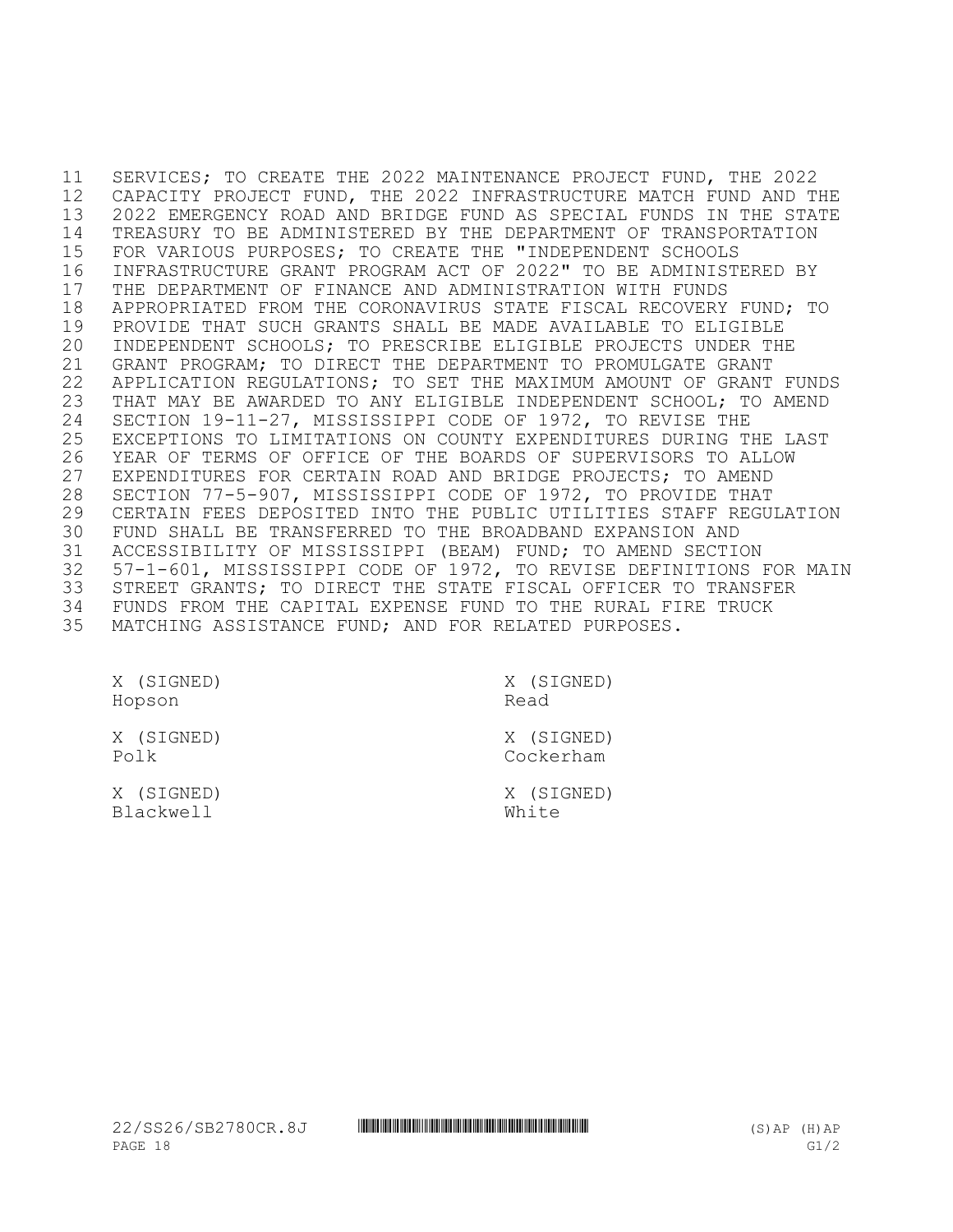SERVICES; TO CREATE THE 2022 MAINTENANCE PROJECT FUND, THE 2022 CAPACITY PROJECT FUND, THE 2022 INFRASTRUCTURE MATCH FUND AND THE 2022 EMERGENCY ROAD AND BRIDGE FUND AS SPECIAL FUNDS IN THE STATE TREASURY TO BE ADMINISTERED BY THE DEPARTMENT OF TRANSPORTATION FOR VARIOUS PURPOSES; TO CREATE THE "INDEPENDENT SCHOOLS INFRASTRUCTURE GRANT PROGRAM ACT OF 2022" TO BE ADMINISTERED BY THE DEPARTMENT OF FINANCE AND ADMINISTRATION WITH FUNDS APPROPRIATED FROM THE CORONAVIRUS STATE FISCAL RECOVERY FUND; TO PROVIDE THAT SUCH GRANTS SHALL BE MADE AVAILABLE TO ELIGIBLE INDEPENDENT SCHOOLS; TO PRESCRIBE ELIGIBLE PROJECTS UNDER THE GRANT PROGRAM; TO DIRECT THE DEPARTMENT TO PROMULGATE GRANT APPLICATION REGULATIONS; TO SET THE MAXIMUM AMOUNT OF GRANT FUNDS THAT MAY BE AWARDED TO ANY ELIGIBLE INDEPENDENT SCHOOL; TO AMEND SECTION 19-11-27, MISSISSIPPI CODE OF 1972, TO REVISE THE EXCEPTIONS TO LIMITATIONS ON COUNTY EXPENDITURES DURING THE LAST YEAR OF TERMS OF OFFICE OF THE BOARDS OF SUPERVISORS TO ALLOW EXPENDITURES FOR CERTAIN ROAD AND BRIDGE PROJECTS; TO AMEND SECTION 77-5-907, MISSISSIPPI CODE OF 1972, TO PROVIDE THAT CERTAIN FEES DEPOSITED INTO THE PUBLIC UTILITIES STAFF REGULATION FUND SHALL BE TRANSFERRED TO THE BROADBAND EXPANSION AND ACCESSIBILITY OF MISSISSIPPI (BEAM) FUND; TO AMEND SECTION 57-1-601, MISSISSIPPI CODE OF 1972, TO REVISE DEFINITIONS FOR MAIN STREET GRANTS; TO DIRECT THE STATE FISCAL OFFICER TO TRANSFER FUNDS FROM THE CAPITAL EXPENSE FUND TO THE RURAL FIRE TRUCK MATCHING ASSISTANCE FUND; AND FOR RELATED PURPOSES.

X (SIGNED)
Hopson

X (SIGNED)
Read

X (SIGNED)
Polk

X (SIGNED)
Cockerham

X (SIGNED)
Blackwell

X (SIGNED)
White

22/SS26/SB2780CR.8J (S)AP (H)AP
G1/2